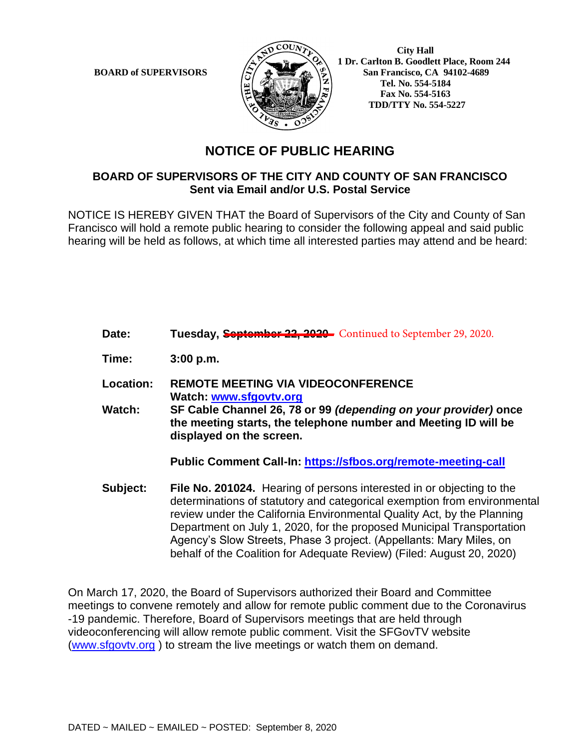**BOARD of SUPERVISORS**

City Hall
1 Dr. Carlton B. Goodlett Place, Room 244
San Francisco, CA 94102-4689
Tel. No. 554-5184
Fax No. 554-5163
TDD/TTY No. 554-5227

# NOTICE OF PUBLIC HEARING

## BOARD OF SUPERVISORS OF THE CITY AND COUNTY OF SAN FRANCISCO
**Sent via Email and/or U.S. Postal Service**

NOTICE IS HEREBY GIVEN THAT the Board of Supervisors of the City and County of San Francisco will hold a remote public hearing to consider the following appeal and said public hearing will be held as follows, at which time all interested parties may attend and be heard:

**Date:** **Tuesday, ~~September 22, 2020~~** Continued to September 29, 2020.

**Time:** **3:00 p.m.**

**Location:** **REMOTE MEETING VIA VIDEOCONFERENCE**
**Watch: www.sfgovtv.org**

**Watch:** **SF Cable Channel 26, 78 or 99 *(depending on your provider)* once the meeting starts, the telephone number and Meeting ID will be displayed on the screen.**

**Public Comment Call-In: https://sfbos.org/remote-meeting-call**

**Subject:** **File No. 201024.** Hearing of persons interested in or objecting to the determinations of statutory and categorical exemption from environmental review under the California Environmental Quality Act, by the Planning Department on July 1, 2020, for the proposed Municipal Transportation Agency's Slow Streets, Phase 3 project. (Appellants: Mary Miles, on behalf of the Coalition for Adequate Review) (Filed: August 20, 2020)

On March 17, 2020, the Board of Supervisors authorized their Board and Committee meetings to convene remotely and allow for remote public comment due to the Coronavirus -19 pandemic. Therefore, Board of Supervisors meetings that are held through videoconferencing will allow remote public comment. Visit the SFGovTV website (www.sfgovtv.org ) to stream the live meetings or watch them on demand.

DATED ~ MAILED ~ EMAILED ~ POSTED: September 8, 2020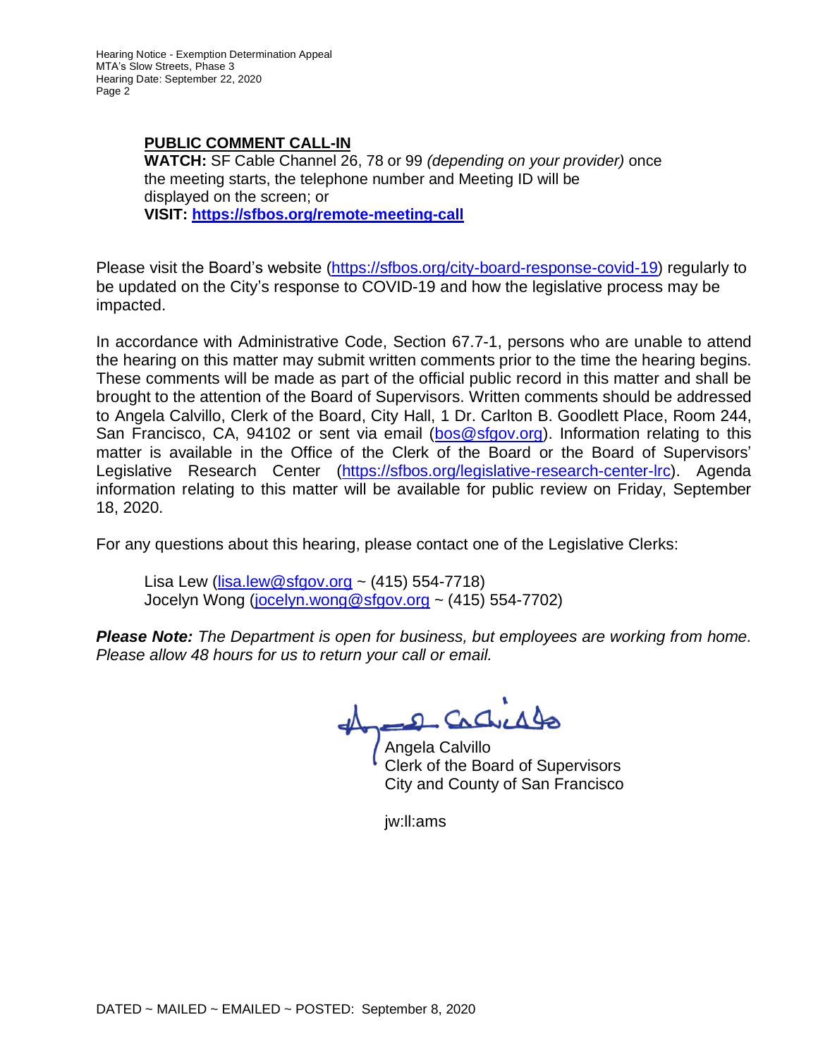**PUBLIC COMMENT CALL-IN**
**WATCH:** SF Cable Channel 26, 78 or 99 *(depending on your provider)* once the meeting starts, the telephone number and Meeting ID will be displayed on the screen; or
**VISIT: https://sfbos.org/remote-meeting-call**

Please visit the Board's website (https://sfbos.org/city-board-response-covid-19) regularly to be updated on the City's response to COVID-19 and how the legislative process may be impacted.

In accordance with Administrative Code, Section 67.7-1, persons who are unable to attend the hearing on this matter may submit written comments prior to the time the hearing begins. These comments will be made as part of the official public record in this matter and shall be brought to the attention of the Board of Supervisors. Written comments should be addressed to Angela Calvillo, Clerk of the Board, City Hall, 1 Dr. Carlton B. Goodlett Place, Room 244, San Francisco, CA, 94102 or sent via email (bos@sfgov.org). Information relating to this matter is available in the Office of the Clerk of the Board or the Board of Supervisors' Legislative Research Center (https://sfbos.org/legislative-research-center-lrc). Agenda information relating to this matter will be available for public review on Friday, September 18, 2020.

For any questions about this hearing, please contact one of the Legislative Clerks:

Lisa Lew (lisa.lew@sfgov.org ~ (415) 554-7718)
Jocelyn Wong (jocelyn.wong@sfgov.org ~ (415) 554-7702)

***Please Note:*** *The Department is open for business, but employees are working from home. Please allow 48 hours for us to return your call or email.*

Angela Calvillo
Clerk of the Board of Supervisors
City and County of San Francisco

jw:ll:ams

DATED ~ MAILED ~ EMAILED ~ POSTED: September 8, 2020